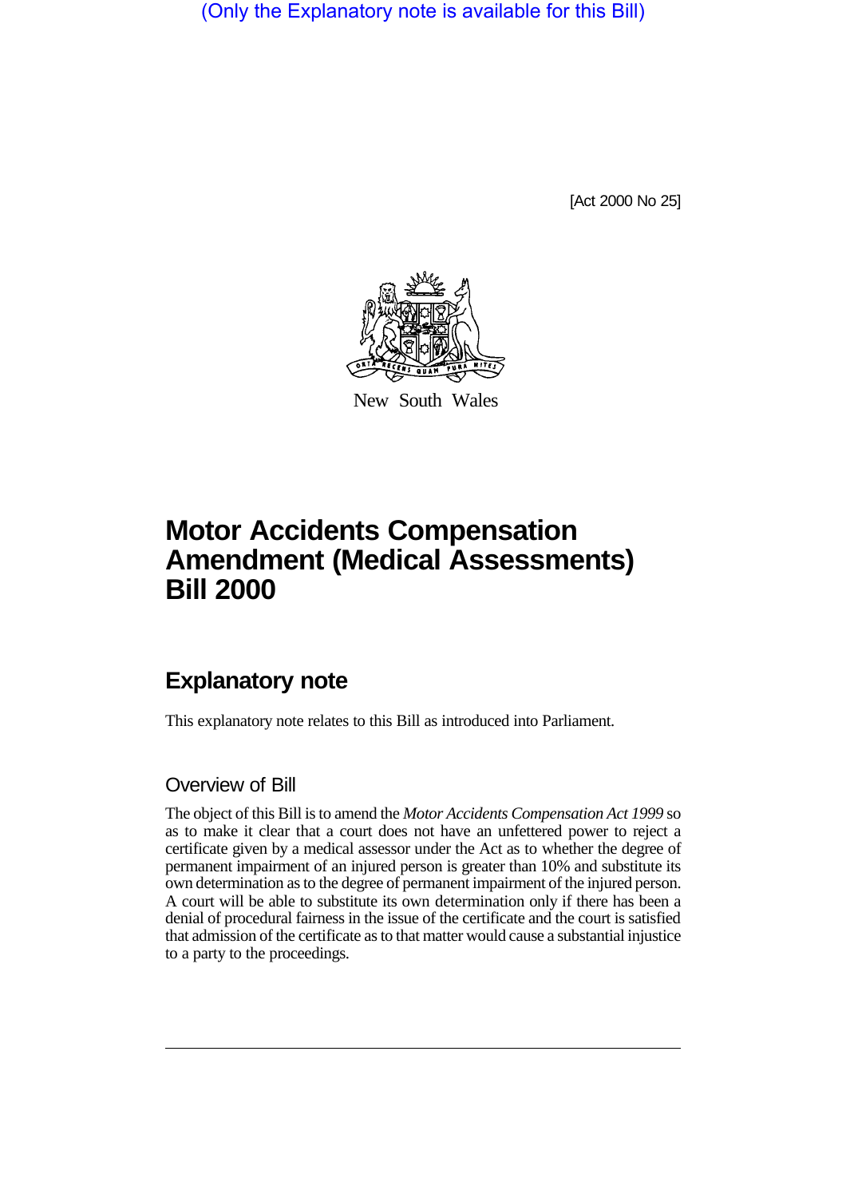(Only the Explanatory note is available for this Bill)

[Act 2000 No 25]

New South Wales

# Motor Accidents Compensation Amendment (Medical Assessments) Bill 2000

## Explanatory note

This explanatory note relates to this Bill as introduced into Parliament.

### Overview of Bill

The object of this Bill is to amend the *Motor Accidents Compensation Act 1999* so as to make it clear that a court does not have an unfettered power to reject a certificate given by a medical assessor under the Act as to whether the degree of permanent impairment of an injured person is greater than 10% and substitute its own determination as to the degree of permanent impairment of the injured person. A court will be able to substitute its own determination only if there has been a denial of procedural fairness in the issue of the certificate and the court is satisfied that admission of the certificate as to that matter would cause a substantial injustice to a party to the proceedings.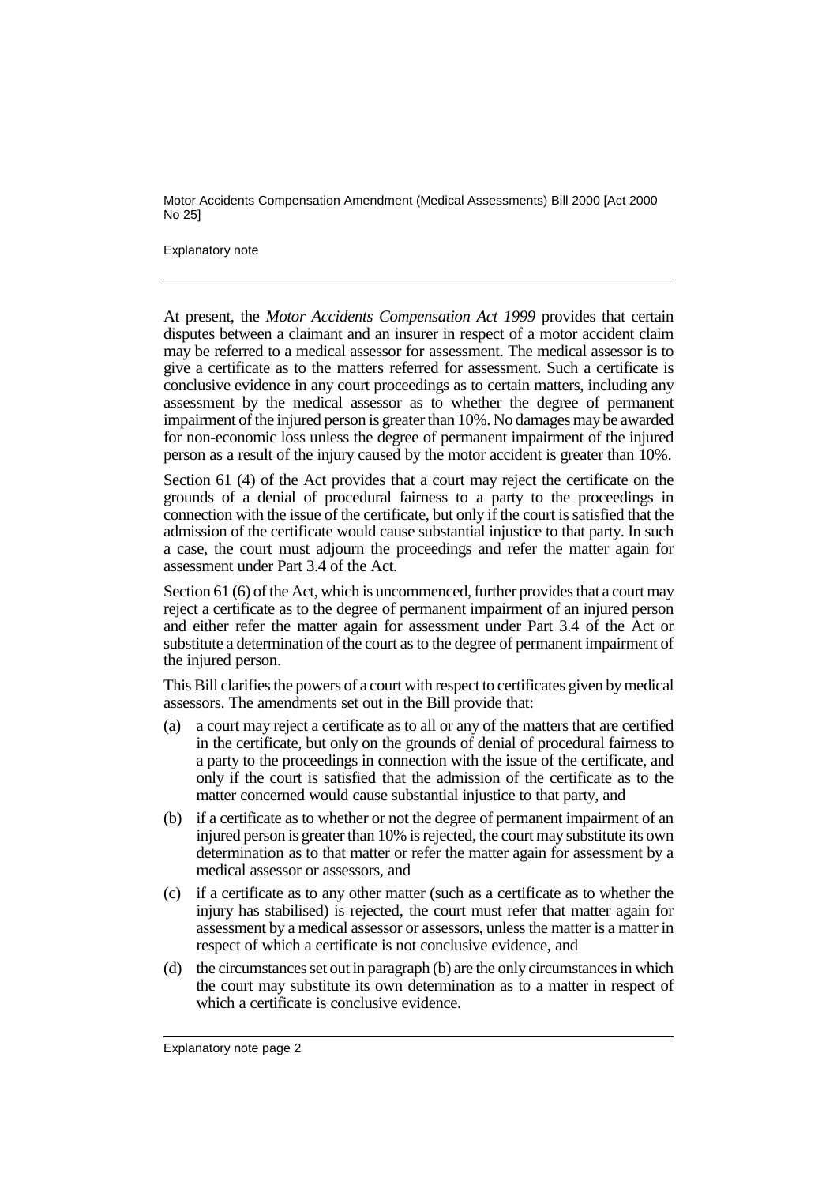At present, the *Motor Accidents Compensation Act 1999* provides that certain disputes between a claimant and an insurer in respect of a motor accident claim may be referred to a medical assessor for assessment. The medical assessor is to give a certificate as to the matters referred for assessment. Such a certificate is conclusive evidence in any court proceedings as to certain matters, including any assessment by the medical assessor as to whether the degree of permanent impairment of the injured person is greater than 10%. No damages may be awarded for non-economic loss unless the degree of permanent impairment of the injured person as a result of the injury caused by the motor accident is greater than 10%.

Section 61 (4) of the Act provides that a court may reject the certificate on the grounds of a denial of procedural fairness to a party to the proceedings in connection with the issue of the certificate, but only if the court is satisfied that the admission of the certificate would cause substantial injustice to that party. In such a case, the court must adjourn the proceedings and refer the matter again for assessment under Part 3.4 of the Act.

Section 61 (6) of the Act, which is uncommenced, further provides that a court may reject a certificate as to the degree of permanent impairment of an injured person and either refer the matter again for assessment under Part 3.4 of the Act or substitute a determination of the court as to the degree of permanent impairment of the injured person.

This Bill clarifies the powers of a court with respect to certificates given by medical assessors. The amendments set out in the Bill provide that:

(a) a court may reject a certificate as to all or any of the matters that are certified in the certificate, but only on the grounds of denial of procedural fairness to a party to the proceedings in connection with the issue of the certificate, and only if the court is satisfied that the admission of the certificate as to the matter concerned would cause substantial injustice to that party, and

(b) if a certificate as to whether or not the degree of permanent impairment of an injured person is greater than 10% is rejected, the court may substitute its own determination as to that matter or refer the matter again for assessment by a medical assessor or assessors, and

(c) if a certificate as to any other matter (such as a certificate as to whether the injury has stabilised) is rejected, the court must refer that matter again for assessment by a medical assessor or assessors, unless the matter is a matter in respect of which a certificate is not conclusive evidence, and

(d) the circumstances set out in paragraph (b) are the only circumstances in which the court may substitute its own determination as to a matter in respect of which a certificate is conclusive evidence.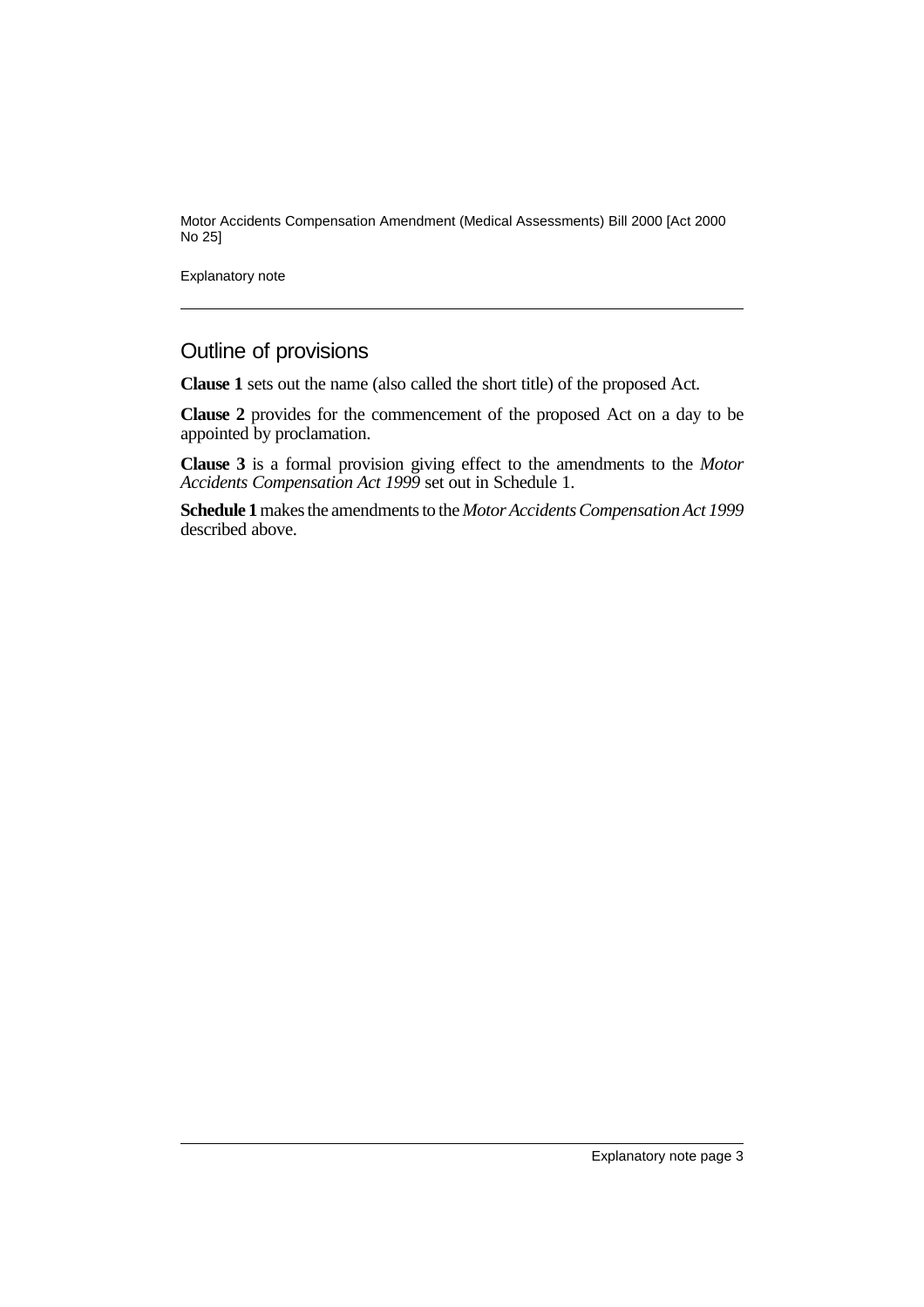## Outline of provisions

**Clause 1** sets out the name (also called the short title) of the proposed Act.

**Clause 2** provides for the commencement of the proposed Act on a day to be appointed by proclamation.

**Clause 3** is a formal provision giving effect to the amendments to the *Motor Accidents Compensation Act 1999* set out in Schedule 1.

**Schedule 1** makes the amendments to the *Motor Accidents Compensation Act 1999* described above.